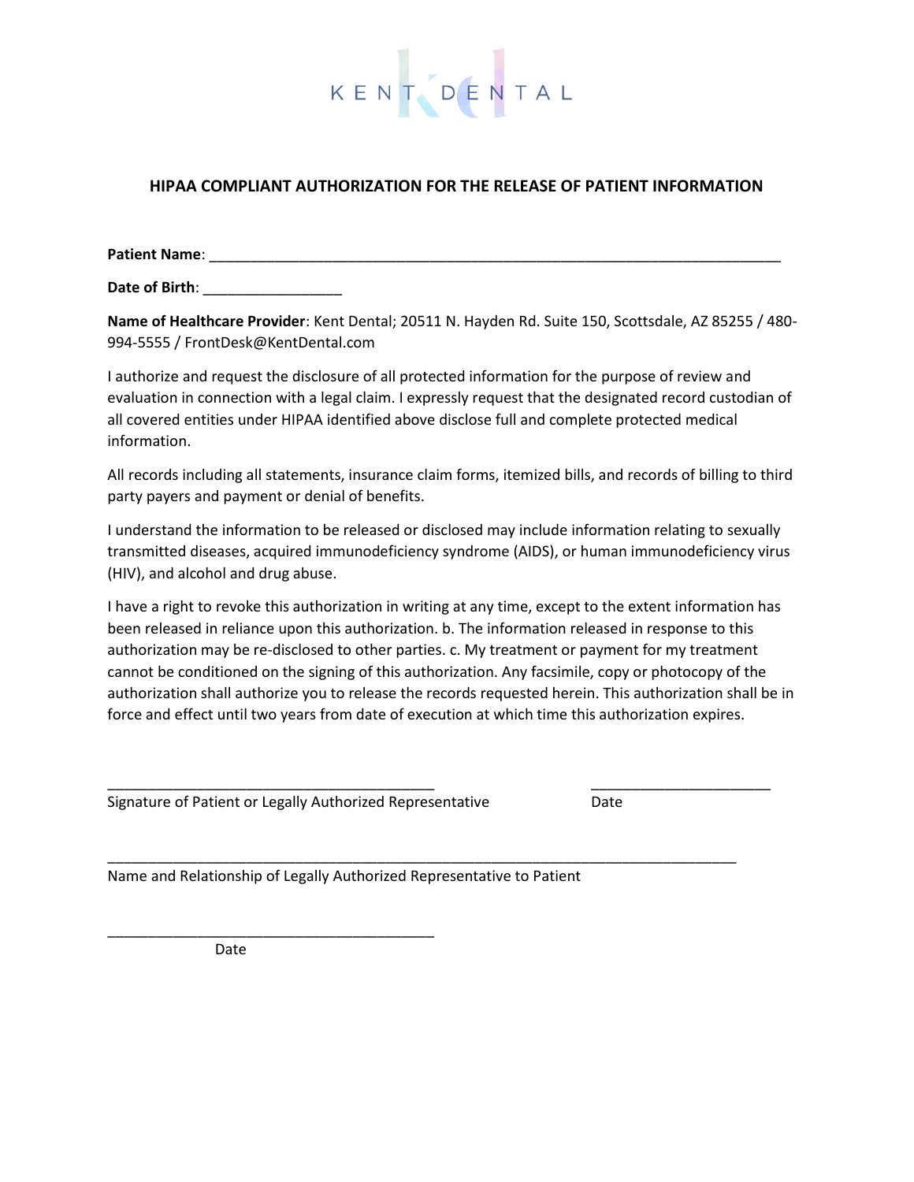KENT DENTAL

## HIPAA COMPLIANT AUTHORIZATION FOR THE RELEASE OF PATIENT INFORMATION

**Patient Name**: ___________________________________________________________________________

**Date of Birth**: _________________

**Name of Healthcare Provider**: Kent Dental; 20511 N. Hayden Rd. Suite 150, Scottsdale, AZ 85255 / 480-994-5555 / FrontDesk@KentDental.com

I authorize and request the disclosure of all protected information for the purpose of review and evaluation in connection with a legal claim. I expressly request that the designated record custodian of all covered entities under HIPAA identified above disclose full and complete protected medical information.

All records including all statements, insurance claim forms, itemized bills, and records of billing to third party payers and payment or denial of benefits.

I understand the information to be released or disclosed may include information relating to sexually transmitted diseases, acquired immunodeficiency syndrome (AIDS), or human immunodeficiency virus (HIV), and alcohol and drug abuse.

I have a right to revoke this authorization in writing at any time, except to the extent information has been released in reliance upon this authorization. b. The information released in response to this authorization may be re-disclosed to other parties. c. My treatment or payment for my treatment cannot be conditioned on the signing of this authorization. Any facsimile, copy or photocopy of the authorization shall authorize you to release the records requested herein. This authorization shall be in force and effect until two years from date of execution at which time this authorization expires.

__________________________________________ ______________________

Signature of Patient or Legally Authorized Representative Date

__________________________________________________________________________________

Name and Relationship of Legally Authorized Representative to Patient

__________________________________________

Date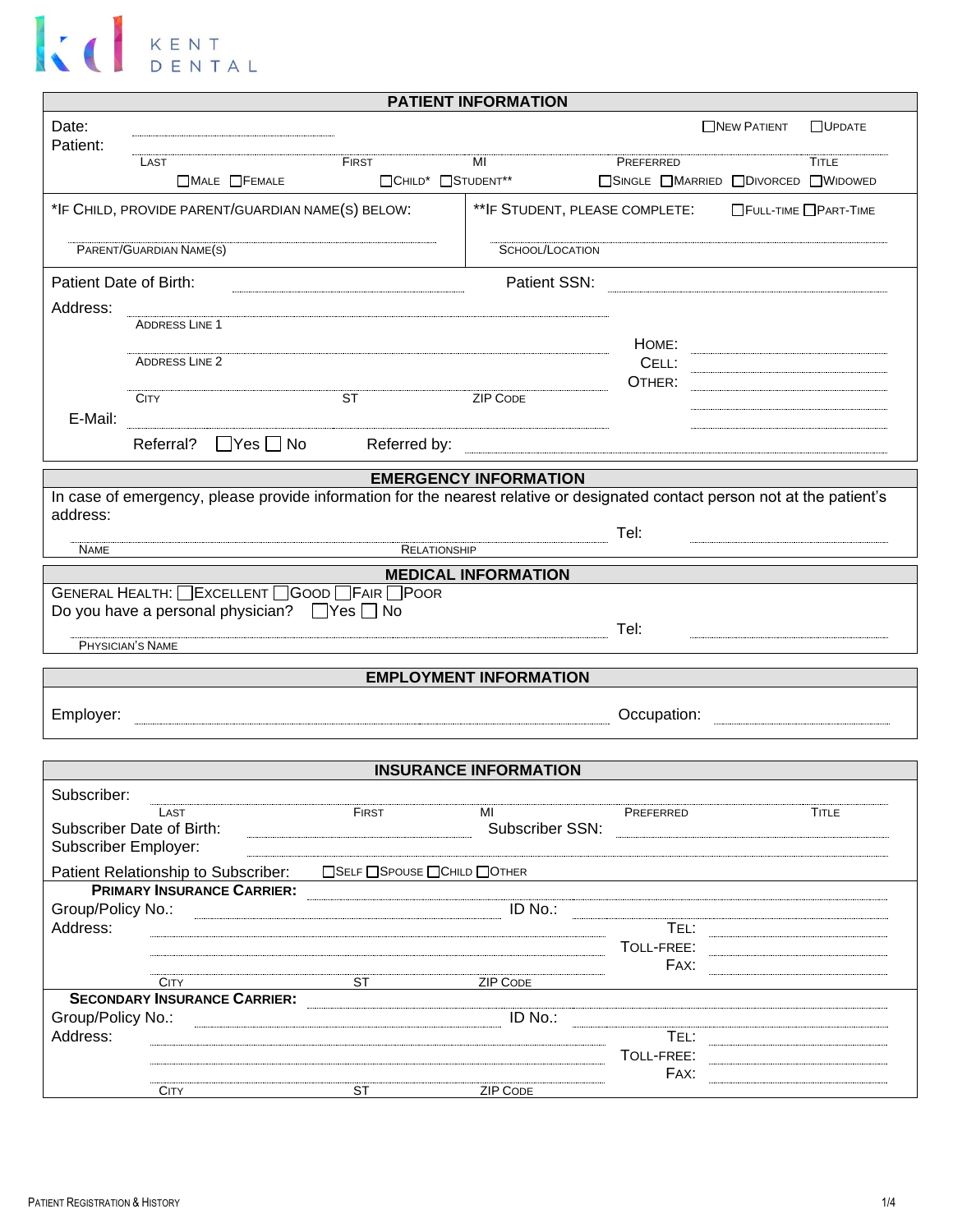KENT DENTAL

## PATIENT INFORMATION

Date: ______________ ☐ New Patient ☐ Update

Patient: ______________________________________________

Last | First | MI | Preferred | Title

☐ Male ☐ Female ☐ Child* ☐ Student** ☐ Single ☐ Married ☐ Divorced ☐ Widowed

*If Child, provide parent/guardian name(s) below:

______________________________
Parent/Guardian Name(s)

**If Student, please complete: ☐ Full-Time ☐ Part-Time

______________________________
School/Location

Patient Date of Birth: ______________ Patient SSN: ______________

Address:

______________________________
Address Line 1

______________________________
Address Line 2

______________________________
City | ST | Zip Code

Home: ______________

Cell: ______________

Other: ______________

E-Mail: ______________________________

Referral? ☐ Yes ☐ No Referred by: ______________________________

## EMERGENCY INFORMATION

In case of emergency, please provide information for the nearest relative or designated contact person not at the patient's address:

______________________________ Tel: ______________
Name | Relationship

## MEDICAL INFORMATION

General Health: ☐ Excellent ☐ Good ☐ Fair ☐ Poor

Do you have a personal physician? ☐ Yes ☐ No

______________________________ Tel: ______________
Physician's Name

## EMPLOYMENT INFORMATION

Employer: ______________________________ Occupation: ______________

## INSURANCE INFORMATION

Subscriber: ______________________________________________

Last | First | MI | Preferred | Title

Subscriber Date of Birth: ______________ Subscriber SSN: ______________

Subscriber Employer: ______________________________

Patient Relationship to Subscriber: ☐ Self ☐ Spouse ☐ Child ☐ Other

**Primary Insurance Carrier:** ______________________________

Group/Policy No.: ______________ ID No.: ______________

Address: ______________________________ Tel: ______________

______________________________ Toll-Free: ______________

______________________________ Fax: ______________

City | ST | Zip Code

**Secondary Insurance Carrier:** ______________________________

Group/Policy No.: ______________ ID No.: ______________

Address: ______________________________ Tel: ______________

______________________________ Toll-Free: ______________

______________________________ Fax: ______________

City | ST | Zip Code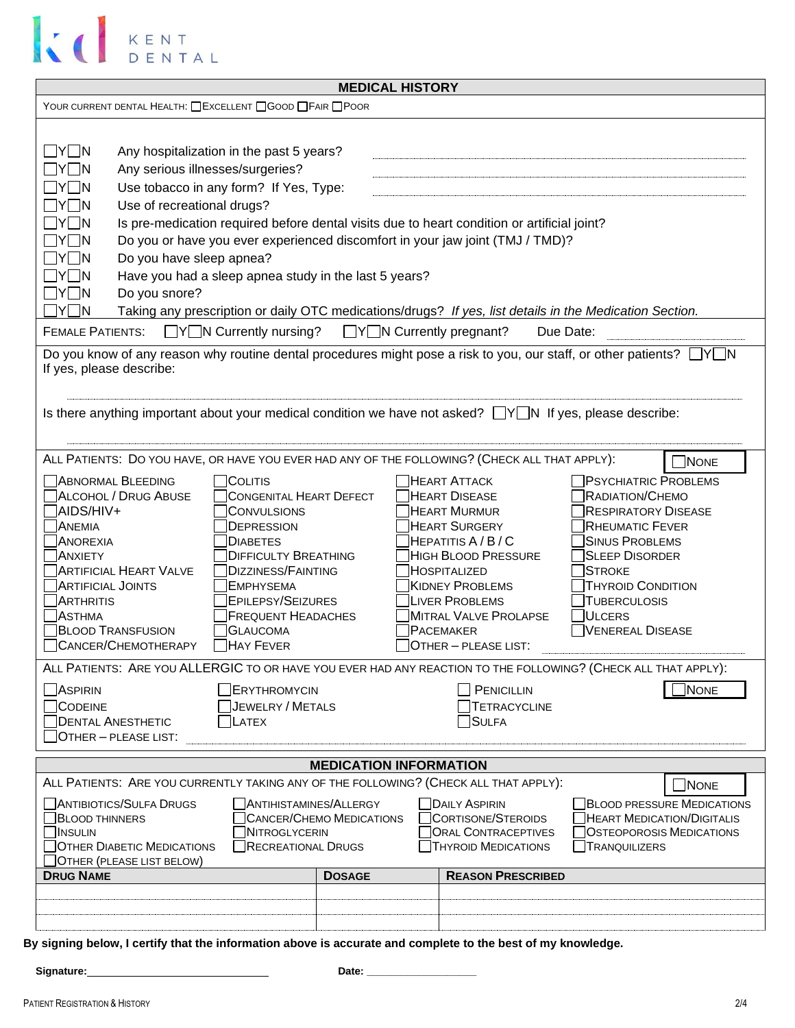KENT DENTAL

## MEDICAL HISTORY

YOUR CURRENT DENTAL HEALTH: ☐ EXCELLENT ☐ GOOD ☐ FAIR ☐ POOR

- ☐Y ☐N Any hospitalization in the past 5 years? ____________
- ☐Y ☐N Any serious illnesses/surgeries? ____________
- ☐Y ☐N Use tobacco in any form? If Yes, Type: ____________
- ☐Y ☐N Use of recreational drugs?
- ☐Y ☐N Is pre-medication required before dental visits due to heart condition or artificial joint?
- ☐Y ☐N Do you or have you ever experienced discomfort in your jaw joint (TMJ / TMD)?
- ☐Y ☐N Do you have sleep apnea?
- ☐Y ☐N Have you had a sleep apnea study in the last 5 years?
- ☐Y ☐N Do you snore?
- ☐Y ☐N Taking any prescription or daily OTC medications/drugs? *If yes, list details in the Medication Section.*

FEMALE PATIENTS: ☐Y ☐N Currently nursing? ☐Y ☐N Currently pregnant? Due Date: ____________

Do you know of any reason why routine dental procedures might pose a risk to you, our staff, or other patients? ☐Y ☐N
If yes, please describe:

____________

Is there anything important about your medical condition we have not asked? ☐Y ☐N If yes, please describe:

____________

ALL PATIENTS: DO YOU HAVE, OR HAVE YOU EVER HAD ANY OF THE FOLLOWING? (CHECK ALL THAT APPLY): ☐ NONE

| | | | |
|---|---|---|---|
| ☐ ABNORMAL BLEEDING | ☐ COLITIS | ☐ HEART ATTACK | ☐ PSYCHIATRIC PROBLEMS |
| ☐ ALCOHOL / DRUG ABUSE | ☐ CONGENITAL HEART DEFECT | ☐ HEART DISEASE | ☐ RADIATION/CHEMO |
| ☐ AIDS/HIV+ | ☐ CONVULSIONS | ☐ HEART MURMUR | ☐ RESPIRATORY DISEASE |
| ☐ ANEMIA | ☐ DEPRESSION | ☐ HEART SURGERY | ☐ RHEUMATIC FEVER |
| ☐ ANOREXIA | ☐ DIABETES | ☐ HEPATITIS A / B / C | ☐ SINUS PROBLEMS |
| ☐ ANXIETY | ☐ DIFFICULTY BREATHING | ☐ HIGH BLOOD PRESSURE | ☐ SLEEP DISORDER |
| ☐ ARTIFICIAL HEART VALVE | ☐ DIZZINESS/FAINTING | ☐ HOSPITALIZED | ☐ STROKE |
| ☐ ARTIFICIAL JOINTS | ☐ EMPHYSEMA | ☐ KIDNEY PROBLEMS | ☐ THYROID CONDITION |
| ☐ ARTHRITIS | ☐ EPILEPSY/SEIZURES | ☐ LIVER PROBLEMS | ☐ TUBERCULOSIS |
| ☐ ASTHMA | ☐ FREQUENT HEADACHES | ☐ MITRAL VALVE PROLAPSE | ☐ ULCERS |
| ☐ BLOOD TRANSFUSION | ☐ GLAUCOMA | ☐ PACEMAKER | ☐ VENEREAL DISEASE |
| ☐ CANCER/CHEMOTHERAPY | ☐ HAY FEVER | ☐ OTHER – PLEASE LIST: | |

ALL PATIENTS: ARE YOU ALLERGIC TO OR HAVE YOU EVER HAD ANY REACTION TO THE FOLLOWING? (CHECK ALL THAT APPLY): ☐ NONE

| | | |
|---|---|---|
| ☐ ASPIRIN | ☐ ERYTHROMYCIN | ☐ PENICILLIN |
| ☐ CODEINE | ☐ JEWELRY / METALS | ☐ TETRACYCLINE |
| ☐ DENTAL ANESTHETIC | ☐ LATEX | ☐ SULFA |

☐ OTHER – PLEASE LIST: ____________

## MEDICATION INFORMATION

ALL PATIENTS: ARE YOU CURRENTLY TAKING ANY OF THE FOLLOWING? (CHECK ALL THAT APPLY): ☐ NONE

| | | | |
|---|---|---|---|
| ☐ ANTIBIOTICS/SULFA DRUGS | ☐ ANTIHISTAMINES/ALLERGY | ☐ DAILY ASPIRIN | ☐ BLOOD PRESSURE MEDICATIONS |
| ☐ BLOOD THINNERS | ☐ CANCER/CHEMO MEDICATIONS | ☐ CORTISONE/STEROIDS | ☐ HEART MEDICATION/DIGITALIS |
| ☐ INSULIN | ☐ NITROGLYCERIN | ☐ ORAL CONTRACEPTIVES | ☐ OSTEOPOROSIS MEDICATIONS |
| ☐ OTHER DIABETIC MEDICATIONS | ☐ RECREATIONAL DRUGS | ☐ THYROID MEDICATIONS | ☐ TRANQUILIZERS |
| ☐ OTHER (PLEASE LIST BELOW) | | | |

| DRUG NAME | DOSAGE | REASON PRESCRIBED |
|---|---|---|
| | | |
| | | |
| | | |

**By signing below, I certify that the information above is accurate and complete to the best of my knowledge.**

**Signature:** ____________________ **Date:** ____________________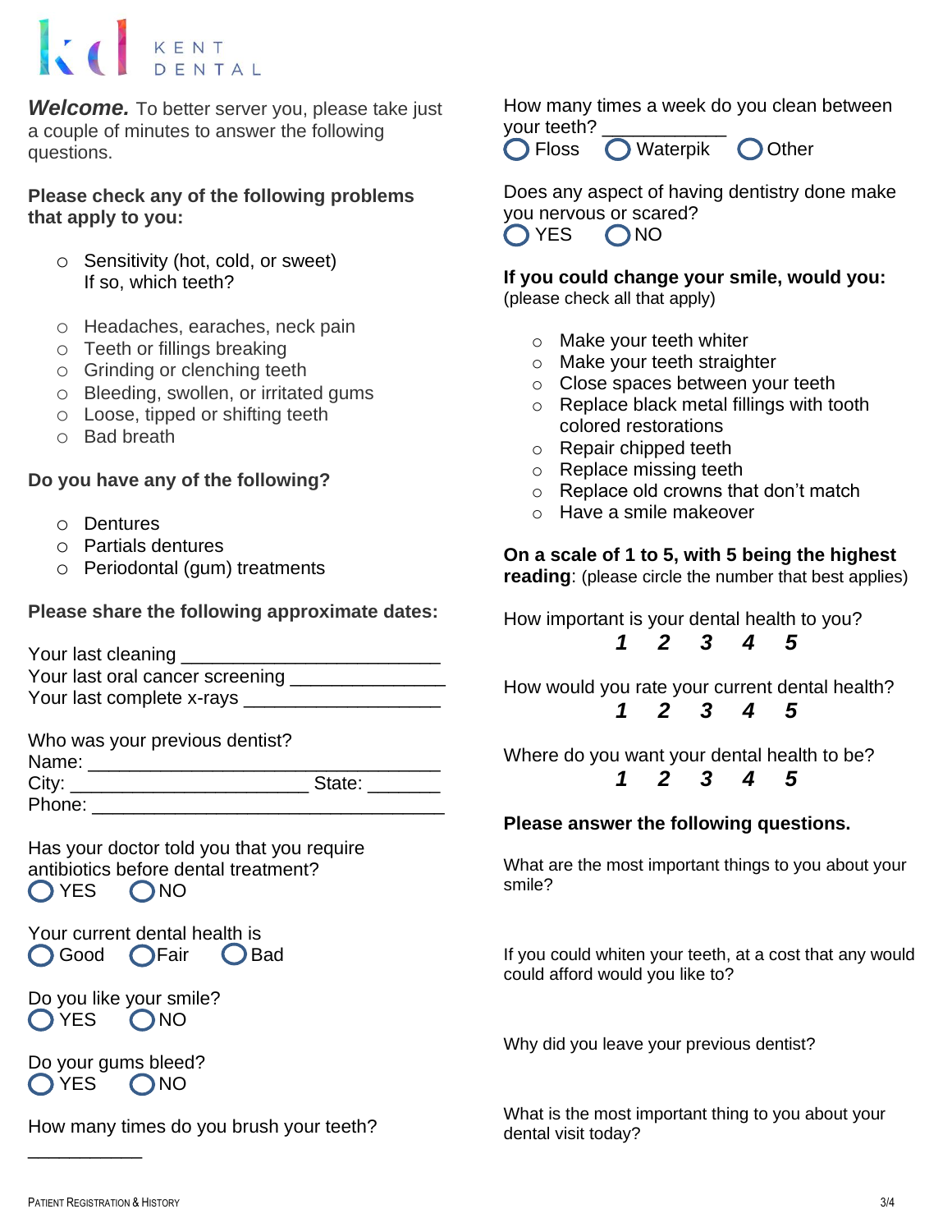KENT DENTAL

***Welcome.*** To better server you, please take just a couple of minutes to answer the following questions.

**Please check any of the following problems that apply to you:**

- Sensitivity (hot, cold, or sweet)
  If so, which teeth?

- Headaches, earaches, neck pain
- Teeth or fillings breaking
- Grinding or clenching teeth
- Bleeding, swollen, or irritated gums
- Loose, tipped or shifting teeth
- Bad breath

**Do you have any of the following?**

- Dentures
- Partials dentures
- Periodontal (gum) treatments

**Please share the following approximate dates:**

Your last cleaning ________________________
Your last oral cancer screening ______________
Your last complete x-rays __________________

Who was your previous dentist?
Name: _________________________________
City: ______________________ State: _______
Phone: _________________________________

Has your doctor told you that you require antibiotics before dental treatment?
◯ YES ◯ NO

Your current dental health is
◯ Good ◯ Fair ◯ Bad

Do you like your smile?
◯ YES ◯ NO

Do your gums bleed?
◯ YES ◯ NO

How many times do you brush your teeth? ___________

How many times a week do you clean between your teeth? ___________
◯ Floss ◯ Waterpik ◯ Other

Does any aspect of having dentistry done make you nervous or scared?
◯ YES ◯ NO

**If you could change your smile, would you:**
(please check all that apply)

- Make your teeth whiter
- Make your teeth straighter
- Close spaces between your teeth
- Replace black metal fillings with tooth colored restorations
- Repair chipped teeth
- Replace missing teeth
- Replace old crowns that don't match
- Have a smile makeover

**On a scale of 1 to 5, with 5 being the highest reading**: (please circle the number that best applies)

How important is your dental health to you?
***1 2 3 4 5***

How would you rate your current dental health?
***1 2 3 4 5***

Where do you want your dental health to be?
***1 2 3 4 5***

**Please answer the following questions.**

What are the most important things to you about your smile?

If you could whiten your teeth, at a cost that any would could afford would you like to?

Why did you leave your previous dentist?

What is the most important thing to you about your dental visit today?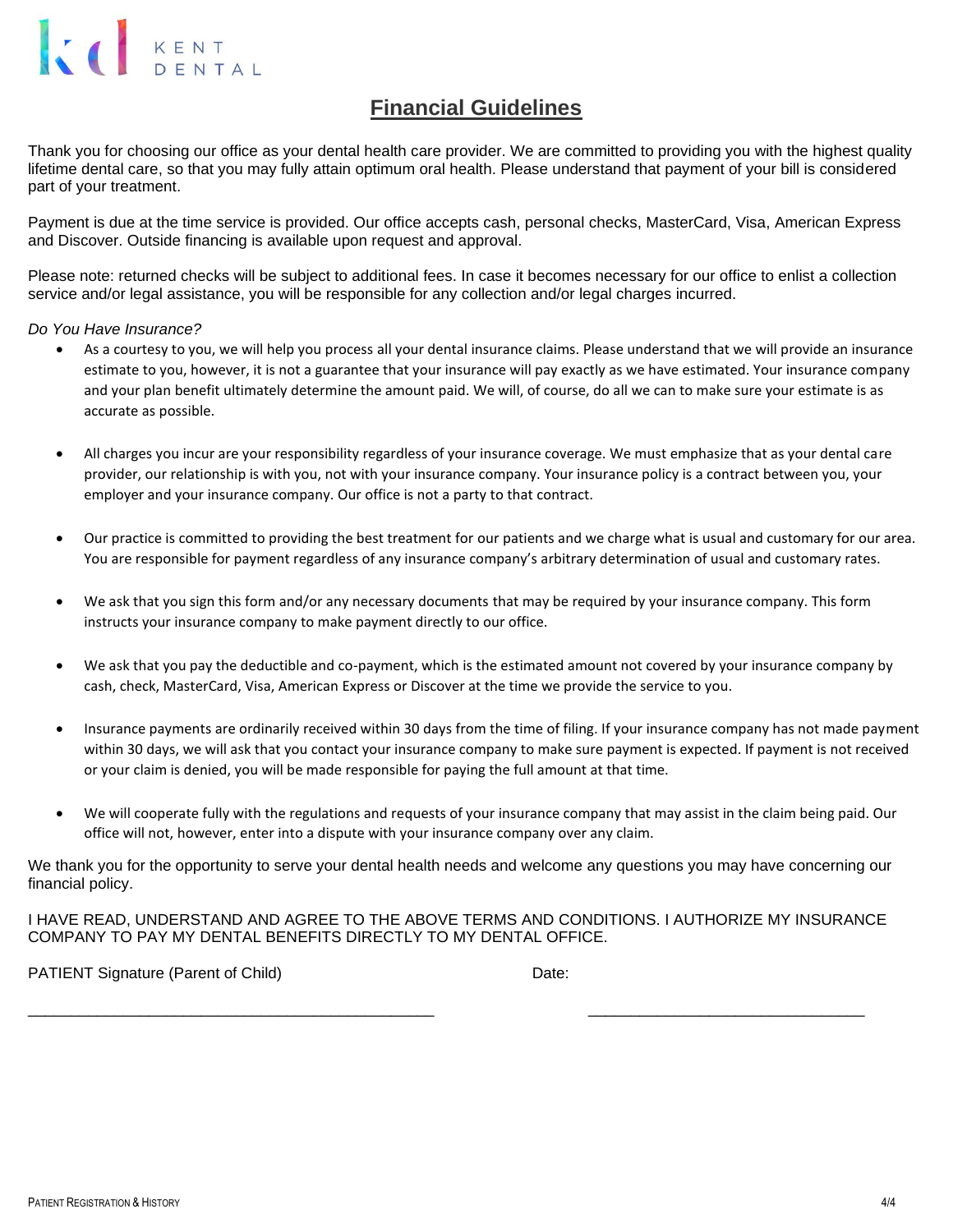KENT DENTAL

# Financial Guidelines

Thank you for choosing our office as your dental health care provider. We are committed to providing you with the highest quality lifetime dental care, so that you may fully attain optimum oral health. Please understand that payment of your bill is considered part of your treatment.

Payment is due at the time service is provided. Our office accepts cash, personal checks, MasterCard, Visa, American Express and Discover. Outside financing is available upon request and approval.

Please note: returned checks will be subject to additional fees. In case it becomes necessary for our office to enlist a collection service and/or legal assistance, you will be responsible for any collection and/or legal charges incurred.

*Do You Have Insurance?*

- As a courtesy to you, we will help you process all your dental insurance claims. Please understand that we will provide an insurance estimate to you, however, it is not a guarantee that your insurance will pay exactly as we have estimated. Your insurance company and your plan benefit ultimately determine the amount paid. We will, of course, do all we can to make sure your estimate is as accurate as possible.

- All charges you incur are your responsibility regardless of your insurance coverage. We must emphasize that as your dental care provider, our relationship is with you, not with your insurance company. Your insurance policy is a contract between you, your employer and your insurance company. Our office is not a party to that contract.

- Our practice is committed to providing the best treatment for our patients and we charge what is usual and customary for our area. You are responsible for payment regardless of any insurance company's arbitrary determination of usual and customary rates.

- We ask that you sign this form and/or any necessary documents that may be required by your insurance company. This form instructs your insurance company to make payment directly to our office.

- We ask that you pay the deductible and co-payment, which is the estimated amount not covered by your insurance company by cash, check, MasterCard, Visa, American Express or Discover at the time we provide the service to you.

- Insurance payments are ordinarily received within 30 days from the time of filing. If your insurance company has not made payment within 30 days, we will ask that you contact your insurance company to make sure payment is expected. If payment is not received or your claim is denied, you will be made responsible for paying the full amount at that time.

- We will cooperate fully with the regulations and requests of your insurance company that may assist in the claim being paid. Our office will not, however, enter into a dispute with your insurance company over any claim.

We thank you for the opportunity to serve your dental health needs and welcome any questions you may have concerning our financial policy.

I HAVE READ, UNDERSTAND AND AGREE TO THE ABOVE TERMS AND CONDITIONS. I AUTHORIZE MY INSURANCE COMPANY TO PAY MY DENTAL BENEFITS DIRECTLY TO MY DENTAL OFFICE.

PATIENT Signature (Parent of Child) \_\_\_\_\_\_\_\_\_\_\_\_\_\_\_\_\_\_\_\_\_\_\_\_\_\_\_\_\_\_\_\_\_\_\_\_\_\_\_\_

Date: \_\_\_\_\_\_\_\_\_\_\_\_\_\_\_\_\_\_\_\_\_\_\_\_\_\_\_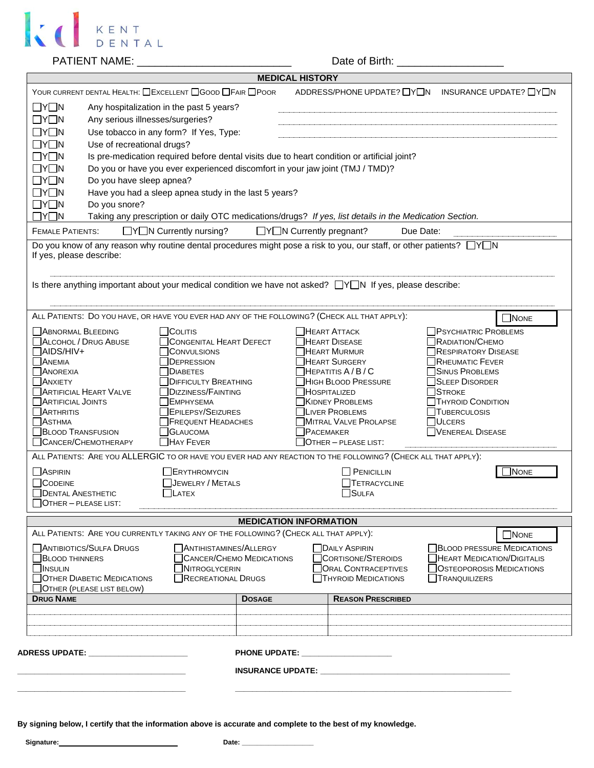KENT DENTAL

PATIENT NAME: __________________________ Date of Birth: __________________

## MEDICAL HISTORY

YOUR CURRENT DENTAL HEALTH: ☐EXCELLENT ☐GOOD ☐FAIR ☐POOR ADDRESS/PHONE UPDATE? ☐Y☐N INSURANCE UPDATE? ☐Y☐N

- ☐Y☐N Any hospitalization in the past 5 years? ____________________
- ☐Y☐N Any serious illnesses/surgeries? ____________________
- ☐Y☐N Use tobacco in any form? If Yes, Type: ____________________
- ☐Y☐N Use of recreational drugs?
- ☐Y☐N Is pre-medication required before dental visits due to heart condition or artificial joint?
- ☐Y☐N Do you or have you ever experienced discomfort in your jaw joint (TMJ / TMD)?
- ☐Y☐N Do you have sleep apnea?
- ☐Y☐N Have you had a sleep apnea study in the last 5 years?
- ☐Y☐N Do you snore?
- ☐Y☐N Taking any prescription or daily OTC medications/drugs? *If yes, list details in the Medication Section.*

FEMALE PATIENTS: ☐Y☐N Currently nursing? ☐Y☐N Currently pregnant? Due Date: ____________

Do you know of any reason why routine dental procedures might pose a risk to you, our staff, or other patients? ☐Y☐N
If yes, please describe:

____________________

Is there anything important about your medical condition we have not asked? ☐Y☐N If yes, please describe:

____________________

ALL PATIENTS: DO YOU HAVE, OR HAVE YOU EVER HAD ANY OF THE FOLLOWING? (CHECK ALL THAT APPLY): ☐NONE

| | | | |
|---|---|---|---|
| ☐ABNORMAL BLEEDING | ☐COLITIS | ☐HEART ATTACK | ☐PSYCHIATRIC PROBLEMS |
| ☐ALCOHOL / DRUG ABUSE | ☐CONGENITAL HEART DEFECT | ☐HEART DISEASE | ☐RADIATION/CHEMO |
| ☐AIDS/HIV+ | ☐CONVULSIONS | ☐HEART MURMUR | ☐RESPIRATORY DISEASE |
| ☐ANEMIA | ☐DEPRESSION | ☐HEART SURGERY | ☐RHEUMATIC FEVER |
| ☐ANOREXIA | ☐DIABETES | ☐HEPATITIS A / B / C | ☐SINUS PROBLEMS |
| ☐ANXIETY | ☐DIFFICULTY BREATHING | ☐HIGH BLOOD PRESSURE | ☐SLEEP DISORDER |
| ☐ARTIFICIAL HEART VALVE | ☐DIZZINESS/FAINTING | ☐HOSPITALIZED | ☐STROKE |
| ☐ARTIFICIAL JOINTS | ☐EMPHYSEMA | ☐KIDNEY PROBLEMS | ☐THYROID CONDITION |
| ☐ARTHRITIS | ☐EPILEPSY/SEIZURES | ☐LIVER PROBLEMS | ☐TUBERCULOSIS |
| ☐ASTHMA | ☐FREQUENT HEADACHES | ☐MITRAL VALVE PROLAPSE | ☐ULCERS |
| ☐BLOOD TRANSFUSION | ☐GLAUCOMA | ☐PACEMAKER | ☐VENEREAL DISEASE |
| ☐CANCER/CHEMOTHERAPY | ☐HAY FEVER | ☐OTHER – PLEASE LIST: ____________ | |

ALL PATIENTS: ARE YOU ALLERGIC TO OR HAVE YOU EVER HAD ANY REACTION TO THE FOLLOWING? (CHECK ALL THAT APPLY): ☐NONE

| | | |
|---|---|---|
| ☐ASPIRIN | ☐ERYTHROMYCIN | ☐PENICILLIN |
| ☐CODEINE | ☐JEWELRY / METALS | ☐TETRACYCLINE |
| ☐DENTAL ANESTHETIC | ☐LATEX | ☐SULFA |
| ☐OTHER – PLEASE LIST: ____________ | | |

## MEDICATION INFORMATION

ALL PATIENTS: ARE YOU CURRENTLY TAKING ANY OF THE FOLLOWING? (CHECK ALL THAT APPLY): ☐NONE

| | | | |
|---|---|---|---|
| ☐ANTIBIOTICS/SULFA DRUGS | ☐ANTIHISTAMINES/ALLERGY | ☐DAILY ASPIRIN | ☐BLOOD PRESSURE MEDICATIONS |
| ☐BLOOD THINNERS | ☐CANCER/CHEMO MEDICATIONS | ☐CORTISONE/STEROIDS | ☐HEART MEDICATION/DIGITALIS |
| ☐INSULIN | ☐NITROGLYCERIN | ☐ORAL CONTRACEPTIVES | ☐OSTEOPOROSIS MEDICATIONS |
| ☐OTHER DIABETIC MEDICATIONS | ☐RECREATIONAL DRUGS | ☐THYROID MEDICATIONS | ☐TRANQUILIZERS |
| ☐OTHER (PLEASE LIST BELOW) | | | |

| DRUG NAME | DOSAGE | REASON PRESCRIBED |
|---|---|---|
| | | |
| | | |
| | | |

**ADRESS UPDATE:** ______________________ **PHONE UPDATE:** ____________________

______________________ **INSURANCE UPDATE:** ____________________

______________________ ____________________

**By signing below, I certify that the information above is accurate and complete to the best of my knowledge.**

**Signature:** ______________________ **Date:** ____________________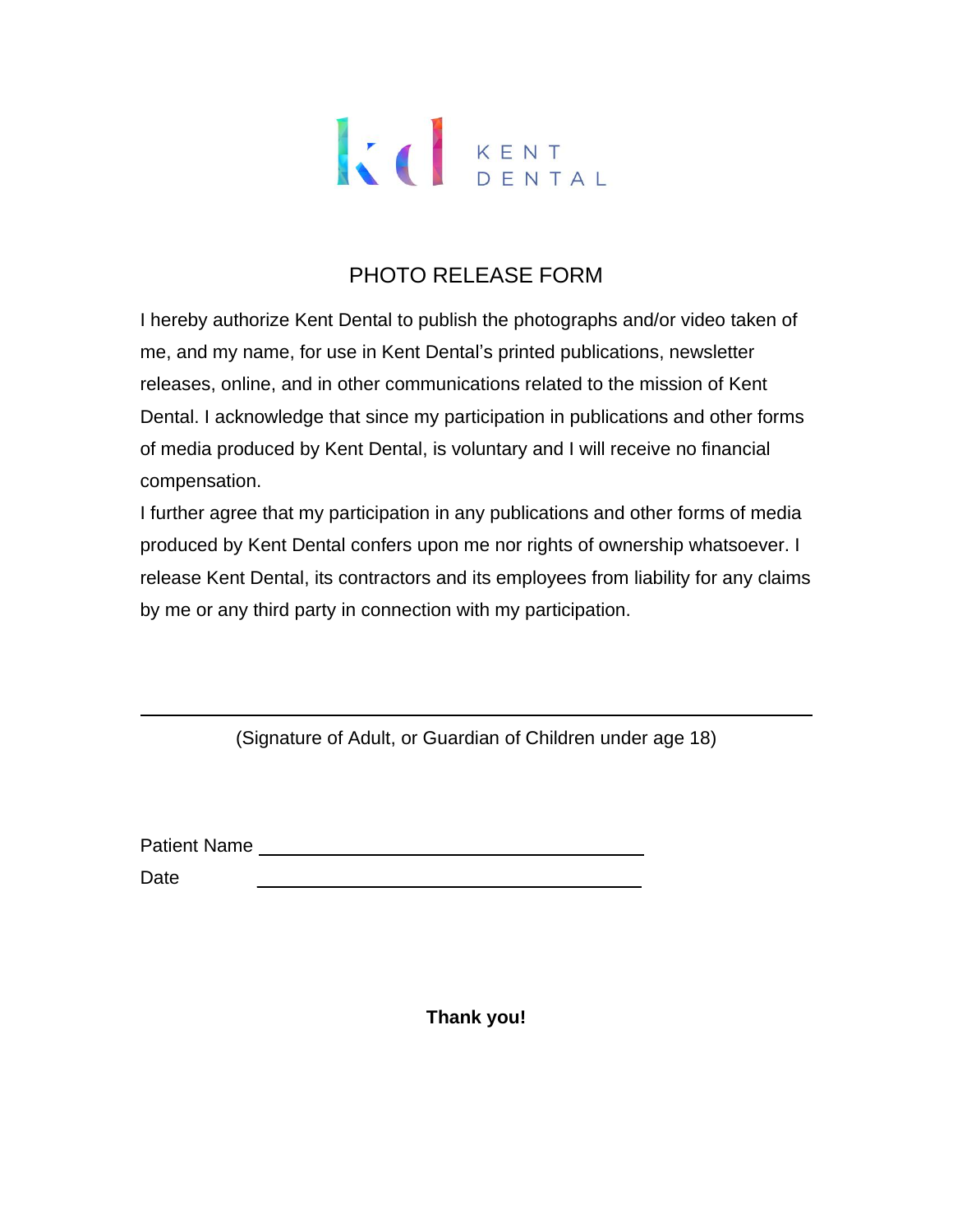KENT DENTAL

# PHOTO RELEASE FORM

I hereby authorize Kent Dental to publish the photographs and/or video taken of me, and my name, for use in Kent Dental's printed publications, newsletter releases, online, and in other communications related to the mission of Kent Dental. I acknowledge that since my participation in publications and other forms of media produced by Kent Dental, is voluntary and I will receive no financial compensation.

I further agree that my participation in any publications and other forms of media produced by Kent Dental confers upon me nor rights of ownership whatsoever. I release Kent Dental, its contractors and its employees from liability for any claims by me or any third party in connection with my participation.

\_\_\_\_\_\_\_\_\_\_\_\_\_\_\_\_\_\_\_\_\_\_\_\_\_\_\_\_\_\_\_\_\_\_\_\_\_\_\_\_\_\_\_\_\_\_\_\_

(Signature of Adult, or Guardian of Children under age 18)

Patient Name \_\_\_\_\_\_\_\_\_\_\_\_\_\_\_\_\_\_\_\_\_\_\_\_\_\_\_\_\_\_\_\_

Date \_\_\_\_\_\_\_\_\_\_\_\_\_\_\_\_\_\_\_\_\_\_\_\_\_\_\_\_\_\_\_\_

**Thank you!**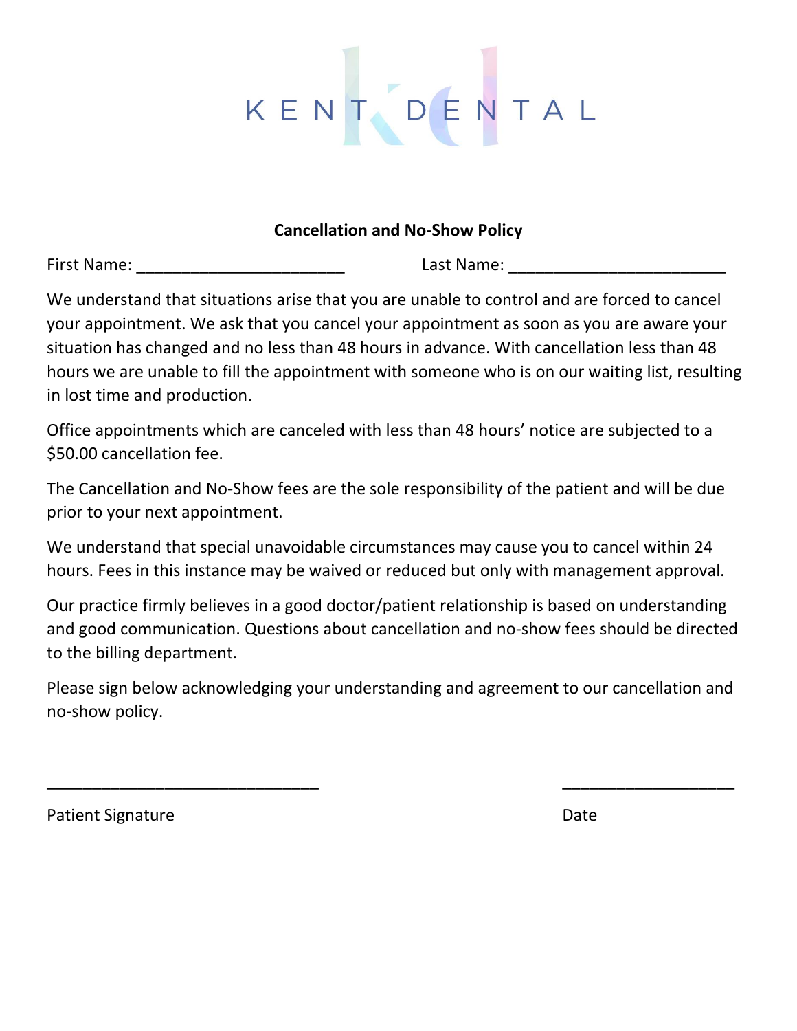KENT DENTAL

**Cancellation and No-Show Policy**

First Name: ______________________ Last Name: _______________________

We understand that situations arise that you are unable to control and are forced to cancel your appointment. We ask that you cancel your appointment as soon as you are aware your situation has changed and no less than 48 hours in advance. With cancellation less than 48 hours we are unable to fill the appointment with someone who is on our waiting list, resulting in lost time and production.

Office appointments which are canceled with less than 48 hours' notice are subjected to a $50.00 cancellation fee.

The Cancellation and No-Show fees are the sole responsibility of the patient and will be due prior to your next appointment.

We understand that special unavoidable circumstances may cause you to cancel within 24 hours. Fees in this instance may be waived or reduced but only with management approval.

Our practice firmly believes in a good doctor/patient relationship is based on understanding and good communication. Questions about cancellation and no-show fees should be directed to the billing department.

Please sign below acknowledging your understanding and agreement to our cancellation and no-show policy.

_____________________________ __________________

Patient Signature Date